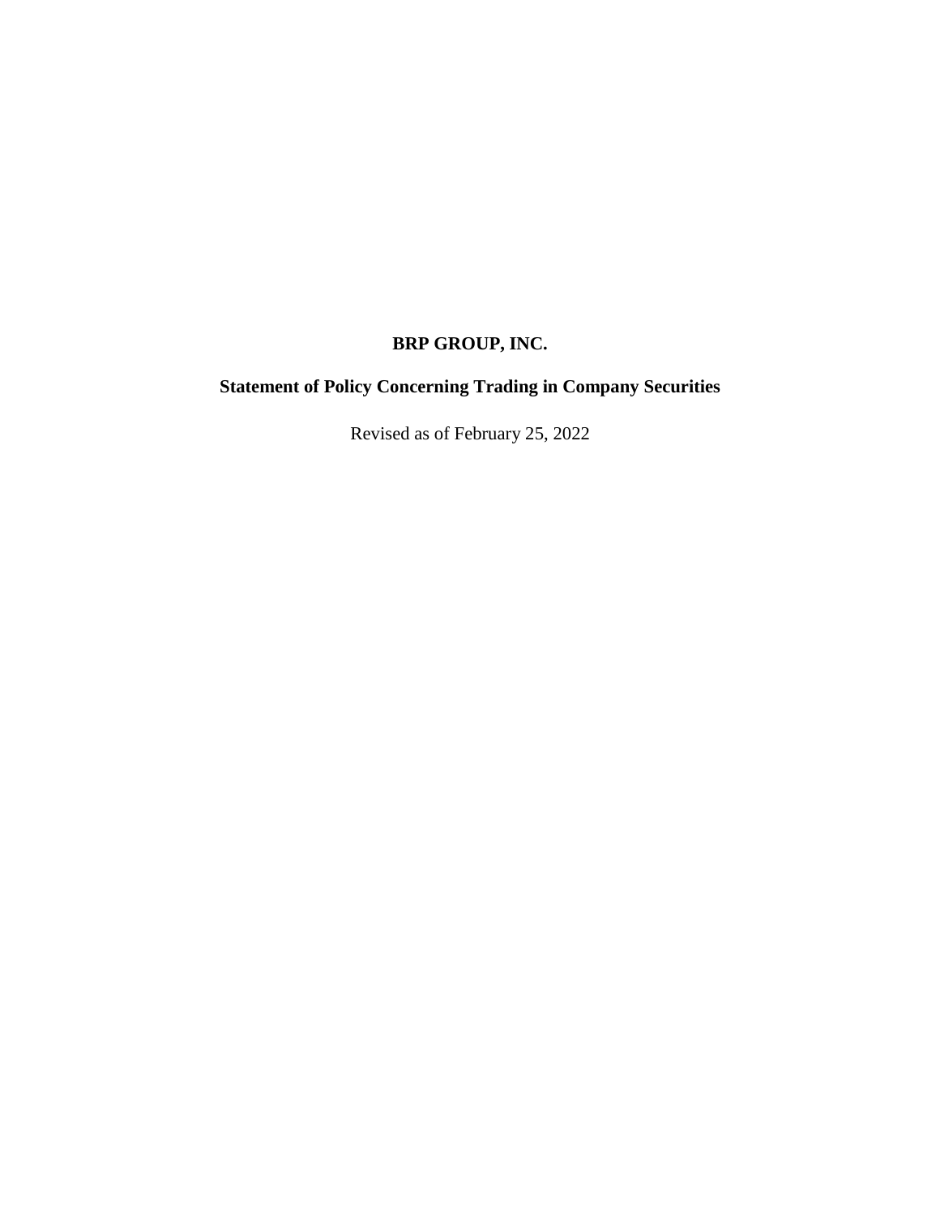**BRP GROUP, INC.**

**Statement of Policy Concerning Trading in Company Securities**

Revised as of February 25, 2022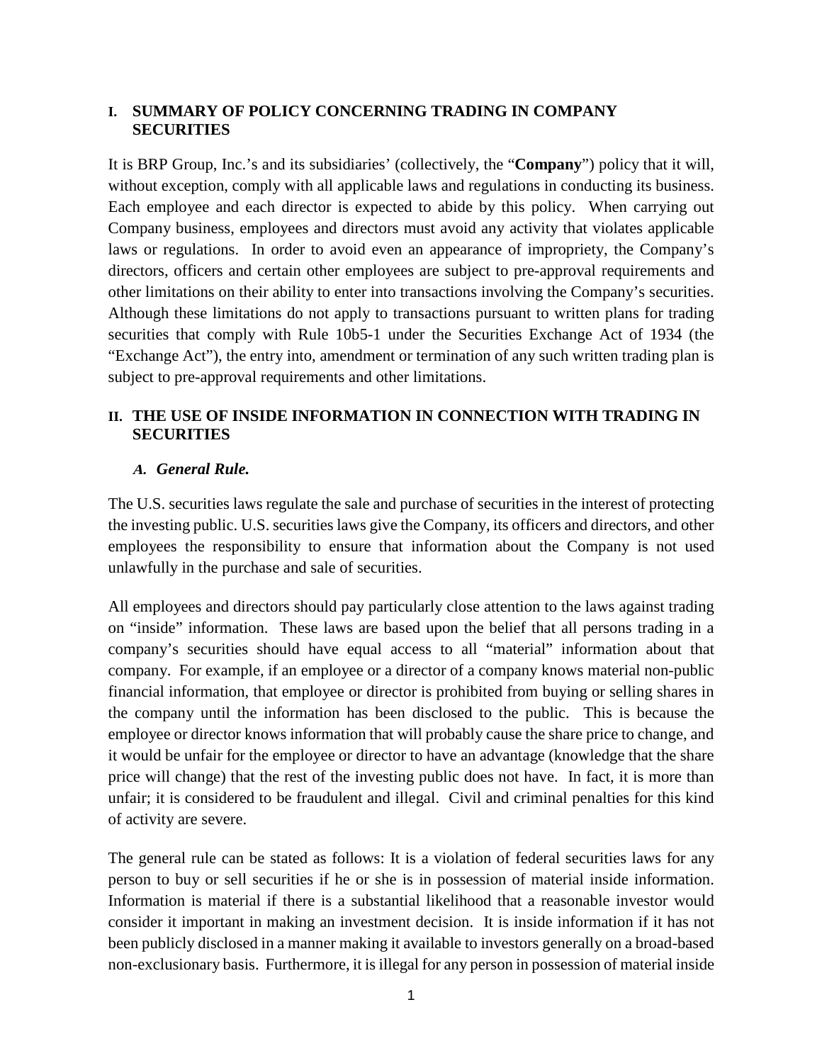## I. SUMMARY OF POLICY CONCERNING TRADING IN COMPANY SECURITIES

It is BRP Group, Inc.'s and its subsidiaries' (collectively, the "**Company**") policy that it will, without exception, comply with all applicable laws and regulations in conducting its business. Each employee and each director is expected to abide by this policy. When carrying out Company business, employees and directors must avoid any activity that violates applicable laws or regulations. In order to avoid even an appearance of impropriety, the Company's directors, officers and certain other employees are subject to pre-approval requirements and other limitations on their ability to enter into transactions involving the Company's securities. Although these limitations do not apply to transactions pursuant to written plans for trading securities that comply with Rule 10b5-1 under the Securities Exchange Act of 1934 (the "Exchange Act"), the entry into, amendment or termination of any such written trading plan is subject to pre-approval requirements and other limitations.

## II. THE USE OF INSIDE INFORMATION IN CONNECTION WITH TRADING IN SECURITIES

### *A. General Rule.*

The U.S. securities laws regulate the sale and purchase of securities in the interest of protecting the investing public. U.S. securities laws give the Company, its officers and directors, and other employees the responsibility to ensure that information about the Company is not used unlawfully in the purchase and sale of securities.

All employees and directors should pay particularly close attention to the laws against trading on "inside" information. These laws are based upon the belief that all persons trading in a company's securities should have equal access to all "material" information about that company. For example, if an employee or a director of a company knows material non-public financial information, that employee or director is prohibited from buying or selling shares in the company until the information has been disclosed to the public. This is because the employee or director knows information that will probably cause the share price to change, and it would be unfair for the employee or director to have an advantage (knowledge that the share price will change) that the rest of the investing public does not have. In fact, it is more than unfair; it is considered to be fraudulent and illegal. Civil and criminal penalties for this kind of activity are severe.

The general rule can be stated as follows: It is a violation of federal securities laws for any person to buy or sell securities if he or she is in possession of material inside information. Information is material if there is a substantial likelihood that a reasonable investor would consider it important in making an investment decision. It is inside information if it has not been publicly disclosed in a manner making it available to investors generally on a broad-based non-exclusionary basis. Furthermore, it is illegal for any person in possession of material inside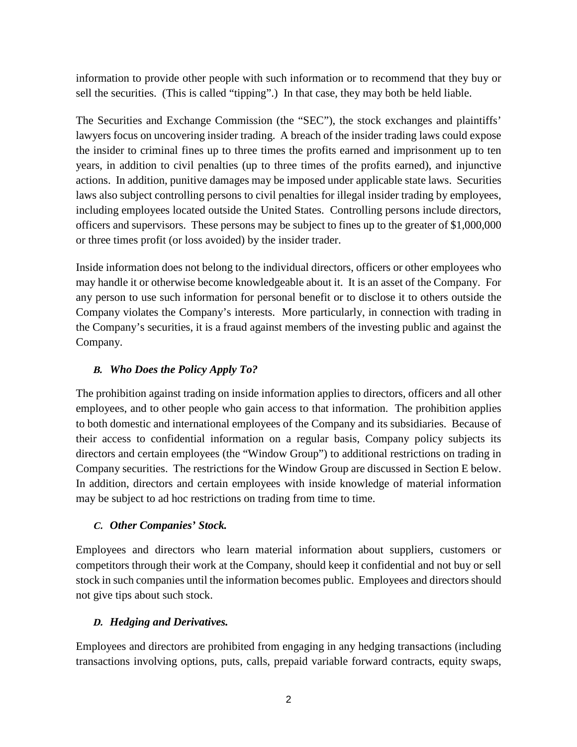information to provide other people with such information or to recommend that they buy or sell the securities. (This is called "tipping".) In that case, they may both be held liable.

The Securities and Exchange Commission (the "SEC"), the stock exchanges and plaintiffs' lawyers focus on uncovering insider trading. A breach of the insider trading laws could expose the insider to criminal fines up to three times the profits earned and imprisonment up to ten years, in addition to civil penalties (up to three times of the profits earned), and injunctive actions. In addition, punitive damages may be imposed under applicable state laws. Securities laws also subject controlling persons to civil penalties for illegal insider trading by employees, including employees located outside the United States. Controlling persons include directors, officers and supervisors. These persons may be subject to fines up to the greater of $1,000,000 or three times profit (or loss avoided) by the insider trader.

Inside information does not belong to the individual directors, officers or other employees who may handle it or otherwise become knowledgeable about it. It is an asset of the Company. For any person to use such information for personal benefit or to disclose it to others outside the Company violates the Company's interests. More particularly, in connection with trading in the Company's securities, it is a fraud against members of the investing public and against the Company.

### *B. Who Does the Policy Apply To?*

The prohibition against trading on inside information applies to directors, officers and all other employees, and to other people who gain access to that information. The prohibition applies to both domestic and international employees of the Company and its subsidiaries. Because of their access to confidential information on a regular basis, Company policy subjects its directors and certain employees (the "Window Group") to additional restrictions on trading in Company securities. The restrictions for the Window Group are discussed in Section E below. In addition, directors and certain employees with inside knowledge of material information may be subject to ad hoc restrictions on trading from time to time.

### *C. Other Companies' Stock.*

Employees and directors who learn material information about suppliers, customers or competitors through their work at the Company, should keep it confidential and not buy or sell stock in such companies until the information becomes public. Employees and directors should not give tips about such stock.

### *D. Hedging and Derivatives.*

Employees and directors are prohibited from engaging in any hedging transactions (including transactions involving options, puts, calls, prepaid variable forward contracts, equity swaps,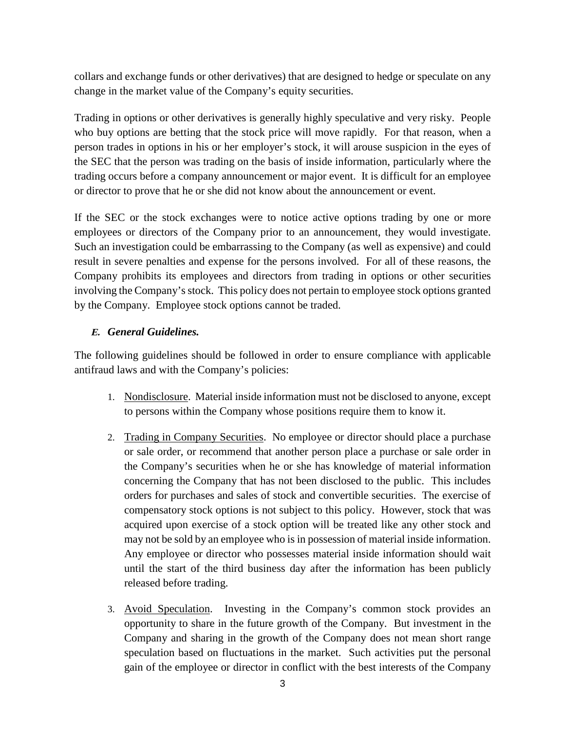collars and exchange funds or other derivatives) that are designed to hedge or speculate on any change in the market value of the Company's equity securities.

Trading in options or other derivatives is generally highly speculative and very risky. People who buy options are betting that the stock price will move rapidly. For that reason, when a person trades in options in his or her employer's stock, it will arouse suspicion in the eyes of the SEC that the person was trading on the basis of inside information, particularly where the trading occurs before a company announcement or major event. It is difficult for an employee or director to prove that he or she did not know about the announcement or event.

If the SEC or the stock exchanges were to notice active options trading by one or more employees or directors of the Company prior to an announcement, they would investigate. Such an investigation could be embarrassing to the Company (as well as expensive) and could result in severe penalties and expense for the persons involved. For all of these reasons, the Company prohibits its employees and directors from trading in options or other securities involving the Company's stock. This policy does not pertain to employee stock options granted by the Company. Employee stock options cannot be traded.

### *E. General Guidelines.*

The following guidelines should be followed in order to ensure compliance with applicable antifraud laws and with the Company's policies:

1. Nondisclosure. Material inside information must not be disclosed to anyone, except to persons within the Company whose positions require them to know it.

2. Trading in Company Securities. No employee or director should place a purchase or sale order, or recommend that another person place a purchase or sale order in the Company's securities when he or she has knowledge of material information concerning the Company that has not been disclosed to the public. This includes orders for purchases and sales of stock and convertible securities. The exercise of compensatory stock options is not subject to this policy. However, stock that was acquired upon exercise of a stock option will be treated like any other stock and may not be sold by an employee who is in possession of material inside information. Any employee or director who possesses material inside information should wait until the start of the third business day after the information has been publicly released before trading.

3. Avoid Speculation. Investing in the Company's common stock provides an opportunity to share in the future growth of the Company. But investment in the Company and sharing in the growth of the Company does not mean short range speculation based on fluctuations in the market. Such activities put the personal gain of the employee or director in conflict with the best interests of the Company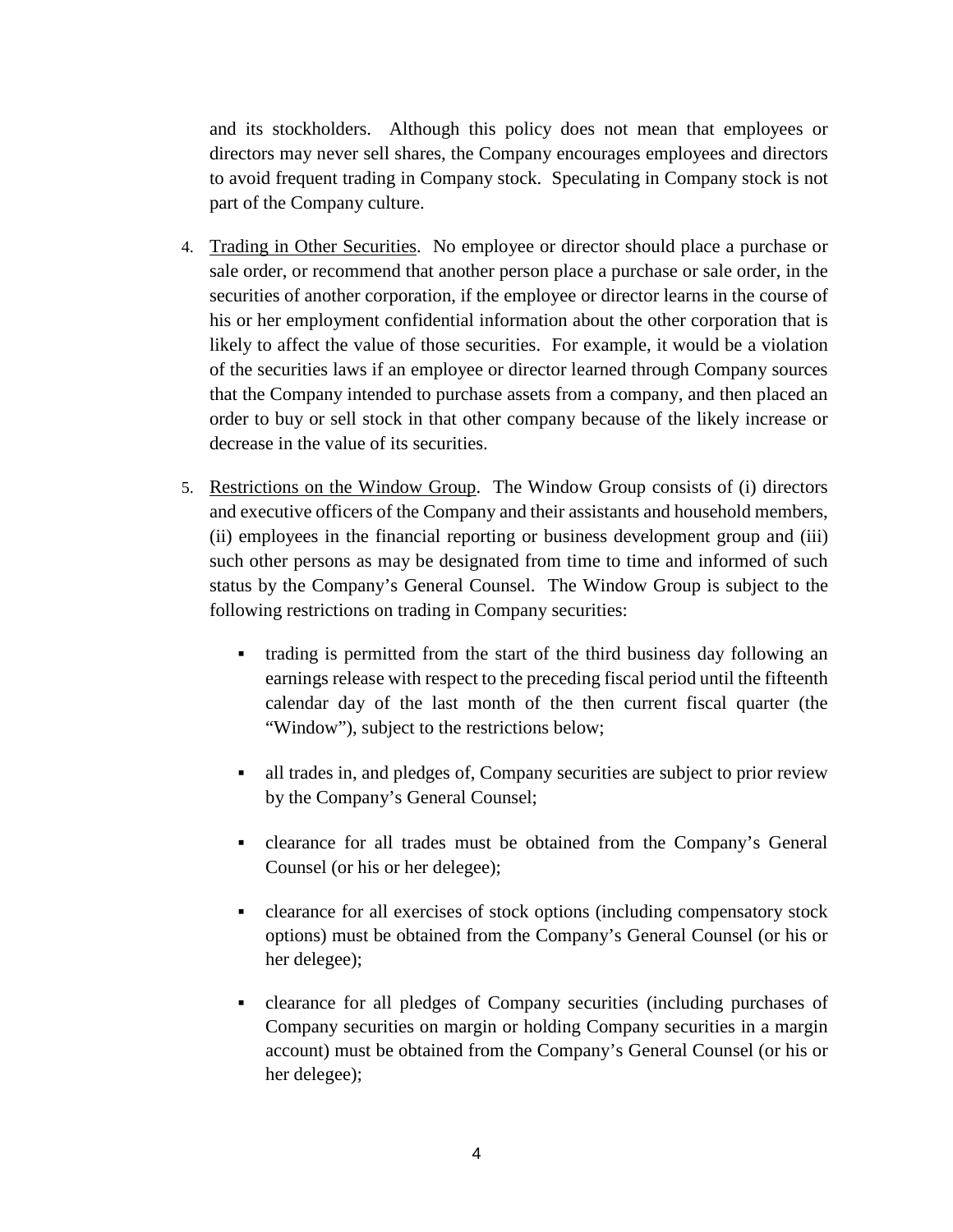and its stockholders. Although this policy does not mean that employees or directors may never sell shares, the Company encourages employees and directors to avoid frequent trading in Company stock. Speculating in Company stock is not part of the Company culture.

4. Trading in Other Securities. No employee or director should place a purchase or sale order, or recommend that another person place a purchase or sale order, in the securities of another corporation, if the employee or director learns in the course of his or her employment confidential information about the other corporation that is likely to affect the value of those securities. For example, it would be a violation of the securities laws if an employee or director learned through Company sources that the Company intended to purchase assets from a company, and then placed an order to buy or sell stock in that other company because of the likely increase or decrease in the value of its securities.

5. Restrictions on the Window Group. The Window Group consists of (i) directors and executive officers of the Company and their assistants and household members, (ii) employees in the financial reporting or business development group and (iii) such other persons as may be designated from time to time and informed of such status by the Company's General Counsel. The Window Group is subject to the following restrictions on trading in Company securities:

   - trading is permitted from the start of the third business day following an earnings release with respect to the preceding fiscal period until the fifteenth calendar day of the last month of the then current fiscal quarter (the "Window"), subject to the restrictions below;

   - all trades in, and pledges of, Company securities are subject to prior review by the Company's General Counsel;

   - clearance for all trades must be obtained from the Company's General Counsel (or his or her delegee);

   - clearance for all exercises of stock options (including compensatory stock options) must be obtained from the Company's General Counsel (or his or her delegee);

   - clearance for all pledges of Company securities (including purchases of Company securities on margin or holding Company securities in a margin account) must be obtained from the Company's General Counsel (or his or her delegee);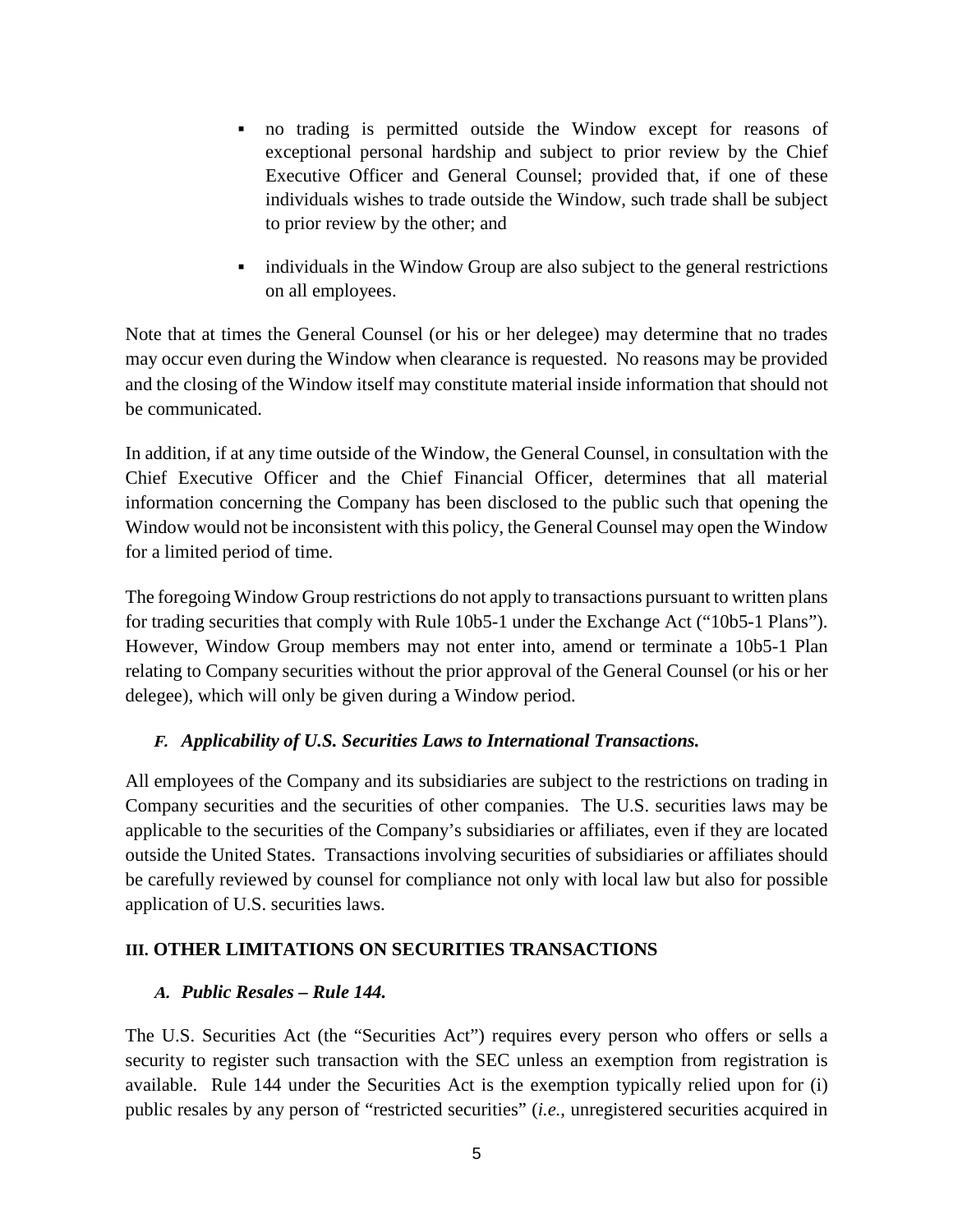- no trading is permitted outside the Window except for reasons of exceptional personal hardship and subject to prior review by the Chief Executive Officer and General Counsel; provided that, if one of these individuals wishes to trade outside the Window, such trade shall be subject to prior review by the other; and

- individuals in the Window Group are also subject to the general restrictions on all employees.

Note that at times the General Counsel (or his or her delegee) may determine that no trades may occur even during the Window when clearance is requested. No reasons may be provided and the closing of the Window itself may constitute material inside information that should not be communicated.

In addition, if at any time outside of the Window, the General Counsel, in consultation with the Chief Executive Officer and the Chief Financial Officer, determines that all material information concerning the Company has been disclosed to the public such that opening the Window would not be inconsistent with this policy, the General Counsel may open the Window for a limited period of time.

The foregoing Window Group restrictions do not apply to transactions pursuant to written plans for trading securities that comply with Rule 10b5-1 under the Exchange Act ("10b5-1 Plans"). However, Window Group members may not enter into, amend or terminate a 10b5-1 Plan relating to Company securities without the prior approval of the General Counsel (or his or her delegee), which will only be given during a Window period.

### *F. Applicability of U.S. Securities Laws to International Transactions.*

All employees of the Company and its subsidiaries are subject to the restrictions on trading in Company securities and the securities of other companies. The U.S. securities laws may be applicable to the securities of the Company's subsidiaries or affiliates, even if they are located outside the United States. Transactions involving securities of subsidiaries or affiliates should be carefully reviewed by counsel for compliance not only with local law but also for possible application of U.S. securities laws.

## III. OTHER LIMITATIONS ON SECURITIES TRANSACTIONS

### *A. Public Resales – Rule 144.*

The U.S. Securities Act (the "Securities Act") requires every person who offers or sells a security to register such transaction with the SEC unless an exemption from registration is available. Rule 144 under the Securities Act is the exemption typically relied upon for (i) public resales by any person of "restricted securities" (*i.e.*, unregistered securities acquired in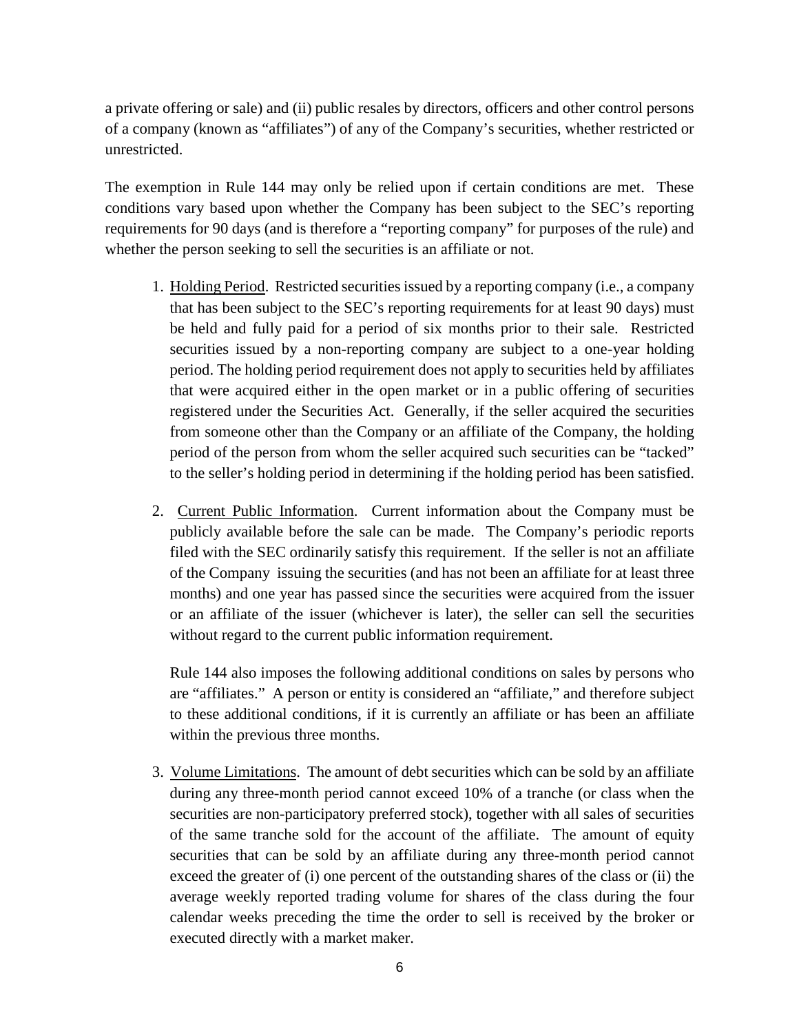a private offering or sale) and (ii) public resales by directors, officers and other control persons of a company (known as "affiliates") of any of the Company's securities, whether restricted or unrestricted.

The exemption in Rule 144 may only be relied upon if certain conditions are met. These conditions vary based upon whether the Company has been subject to the SEC's reporting requirements for 90 days (and is therefore a "reporting company" for purposes of the rule) and whether the person seeking to sell the securities is an affiliate or not.

1. Holding Period. Restricted securities issued by a reporting company (i.e., a company that has been subject to the SEC's reporting requirements for at least 90 days) must be held and fully paid for a period of six months prior to their sale. Restricted securities issued by a non-reporting company are subject to a one-year holding period. The holding period requirement does not apply to securities held by affiliates that were acquired either in the open market or in a public offering of securities registered under the Securities Act. Generally, if the seller acquired the securities from someone other than the Company or an affiliate of the Company, the holding period of the person from whom the seller acquired such securities can be "tacked" to the seller's holding period in determining if the holding period has been satisfied.

2. Current Public Information. Current information about the Company must be publicly available before the sale can be made. The Company's periodic reports filed with the SEC ordinarily satisfy this requirement. If the seller is not an affiliate of the Company issuing the securities (and has not been an affiliate for at least three months) and one year has passed since the securities were acquired from the issuer or an affiliate of the issuer (whichever is later), the seller can sell the securities without regard to the current public information requirement.

   Rule 144 also imposes the following additional conditions on sales by persons who are "affiliates." A person or entity is considered an "affiliate," and therefore subject to these additional conditions, if it is currently an affiliate or has been an affiliate within the previous three months.

3. Volume Limitations. The amount of debt securities which can be sold by an affiliate during any three-month period cannot exceed 10% of a tranche (or class when the securities are non-participatory preferred stock), together with all sales of securities of the same tranche sold for the account of the affiliate. The amount of equity securities that can be sold by an affiliate during any three-month period cannot exceed the greater of (i) one percent of the outstanding shares of the class or (ii) the average weekly reported trading volume for shares of the class during the four calendar weeks preceding the time the order to sell is received by the broker or executed directly with a market maker.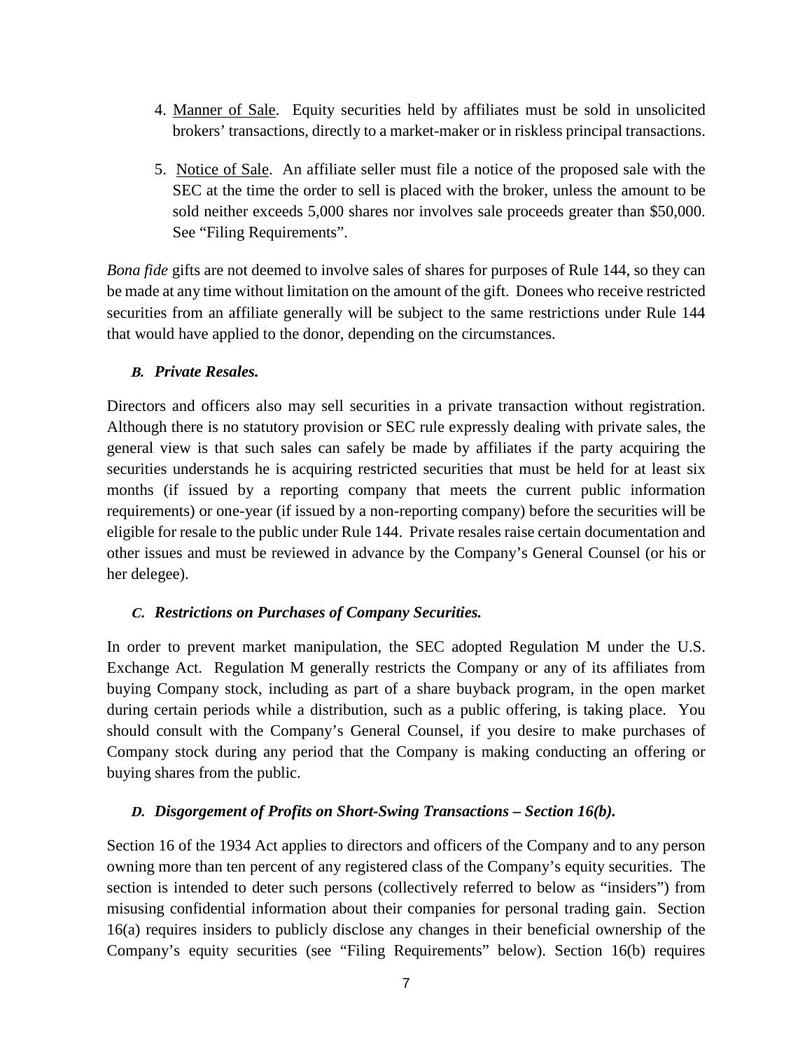4. Manner of Sale. Equity securities held by affiliates must be sold in unsolicited brokers' transactions, directly to a market-maker or in riskless principal transactions.

5. Notice of Sale. An affiliate seller must file a notice of the proposed sale with the SEC at the time the order to sell is placed with the broker, unless the amount to be sold neither exceeds 5,000 shares nor involves sale proceeds greater than $50,000. See "Filing Requirements".

*Bona fide* gifts are not deemed to involve sales of shares for purposes of Rule 144, so they can be made at any time without limitation on the amount of the gift. Donees who receive restricted securities from an affiliate generally will be subject to the same restrictions under Rule 144 that would have applied to the donor, depending on the circumstances.

### *B. Private Resales.*

Directors and officers also may sell securities in a private transaction without registration. Although there is no statutory provision or SEC rule expressly dealing with private sales, the general view is that such sales can safely be made by affiliates if the party acquiring the securities understands he is acquiring restricted securities that must be held for at least six months (if issued by a reporting company that meets the current public information requirements) or one-year (if issued by a non-reporting company) before the securities will be eligible for resale to the public under Rule 144. Private resales raise certain documentation and other issues and must be reviewed in advance by the Company's General Counsel (or his or her delegee).

### *C. Restrictions on Purchases of Company Securities.*

In order to prevent market manipulation, the SEC adopted Regulation M under the U.S. Exchange Act. Regulation M generally restricts the Company or any of its affiliates from buying Company stock, including as part of a share buyback program, in the open market during certain periods while a distribution, such as a public offering, is taking place. You should consult with the Company's General Counsel, if you desire to make purchases of Company stock during any period that the Company is making conducting an offering or buying shares from the public.

### *D. Disgorgement of Profits on Short-Swing Transactions – Section 16(b).*

Section 16 of the 1934 Act applies to directors and officers of the Company and to any person owning more than ten percent of any registered class of the Company's equity securities. The section is intended to deter such persons (collectively referred to below as "insiders") from misusing confidential information about their companies for personal trading gain. Section 16(a) requires insiders to publicly disclose any changes in their beneficial ownership of the Company's equity securities (see "Filing Requirements" below). Section 16(b) requires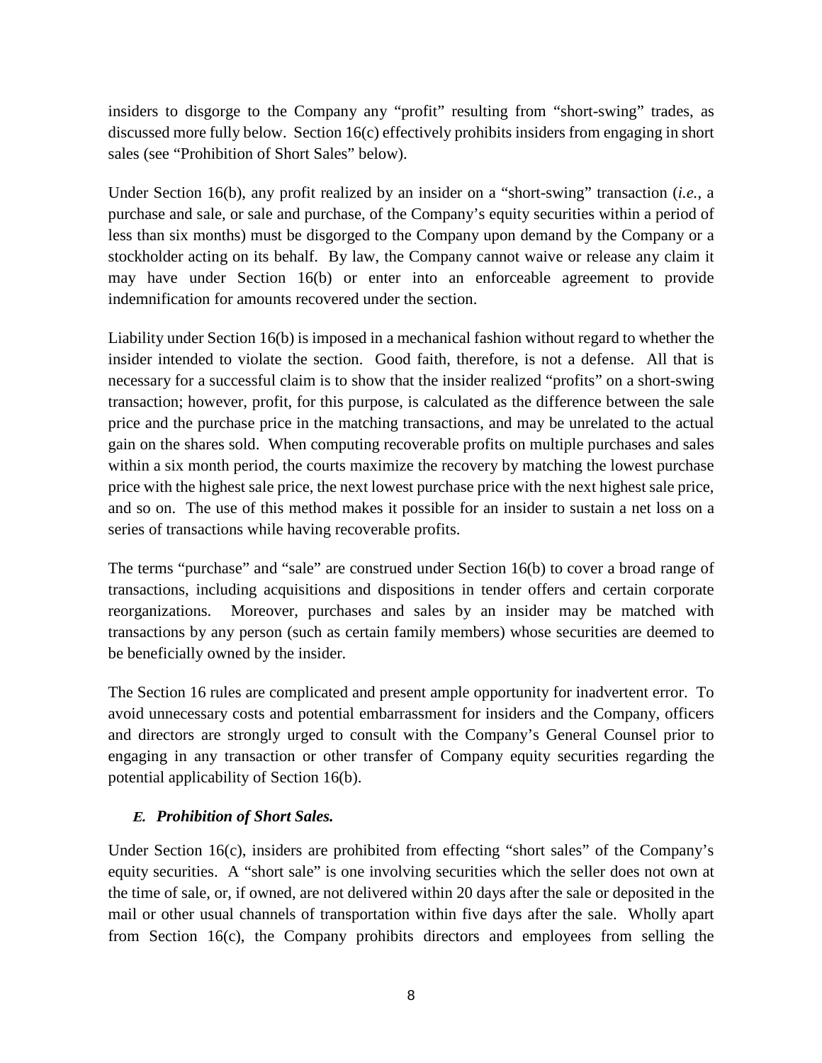insiders to disgorge to the Company any "profit" resulting from "short-swing" trades, as discussed more fully below. Section 16(c) effectively prohibits insiders from engaging in short sales (see "Prohibition of Short Sales" below).

Under Section 16(b), any profit realized by an insider on a "short-swing" transaction (*i.e.*, a purchase and sale, or sale and purchase, of the Company's equity securities within a period of less than six months) must be disgorged to the Company upon demand by the Company or a stockholder acting on its behalf. By law, the Company cannot waive or release any claim it may have under Section 16(b) or enter into an enforceable agreement to provide indemnification for amounts recovered under the section.

Liability under Section 16(b) is imposed in a mechanical fashion without regard to whether the insider intended to violate the section. Good faith, therefore, is not a defense. All that is necessary for a successful claim is to show that the insider realized "profits" on a short-swing transaction; however, profit, for this purpose, is calculated as the difference between the sale price and the purchase price in the matching transactions, and may be unrelated to the actual gain on the shares sold. When computing recoverable profits on multiple purchases and sales within a six month period, the courts maximize the recovery by matching the lowest purchase price with the highest sale price, the next lowest purchase price with the next highest sale price, and so on. The use of this method makes it possible for an insider to sustain a net loss on a series of transactions while having recoverable profits.

The terms "purchase" and "sale" are construed under Section 16(b) to cover a broad range of transactions, including acquisitions and dispositions in tender offers and certain corporate reorganizations. Moreover, purchases and sales by an insider may be matched with transactions by any person (such as certain family members) whose securities are deemed to be beneficially owned by the insider.

The Section 16 rules are complicated and present ample opportunity for inadvertent error. To avoid unnecessary costs and potential embarrassment for insiders and the Company, officers and directors are strongly urged to consult with the Company's General Counsel prior to engaging in any transaction or other transfer of Company equity securities regarding the potential applicability of Section 16(b).

### *E. Prohibition of Short Sales.*

Under Section 16(c), insiders are prohibited from effecting "short sales" of the Company's equity securities. A "short sale" is one involving securities which the seller does not own at the time of sale, or, if owned, are not delivered within 20 days after the sale or deposited in the mail or other usual channels of transportation within five days after the sale. Wholly apart from Section 16(c), the Company prohibits directors and employees from selling the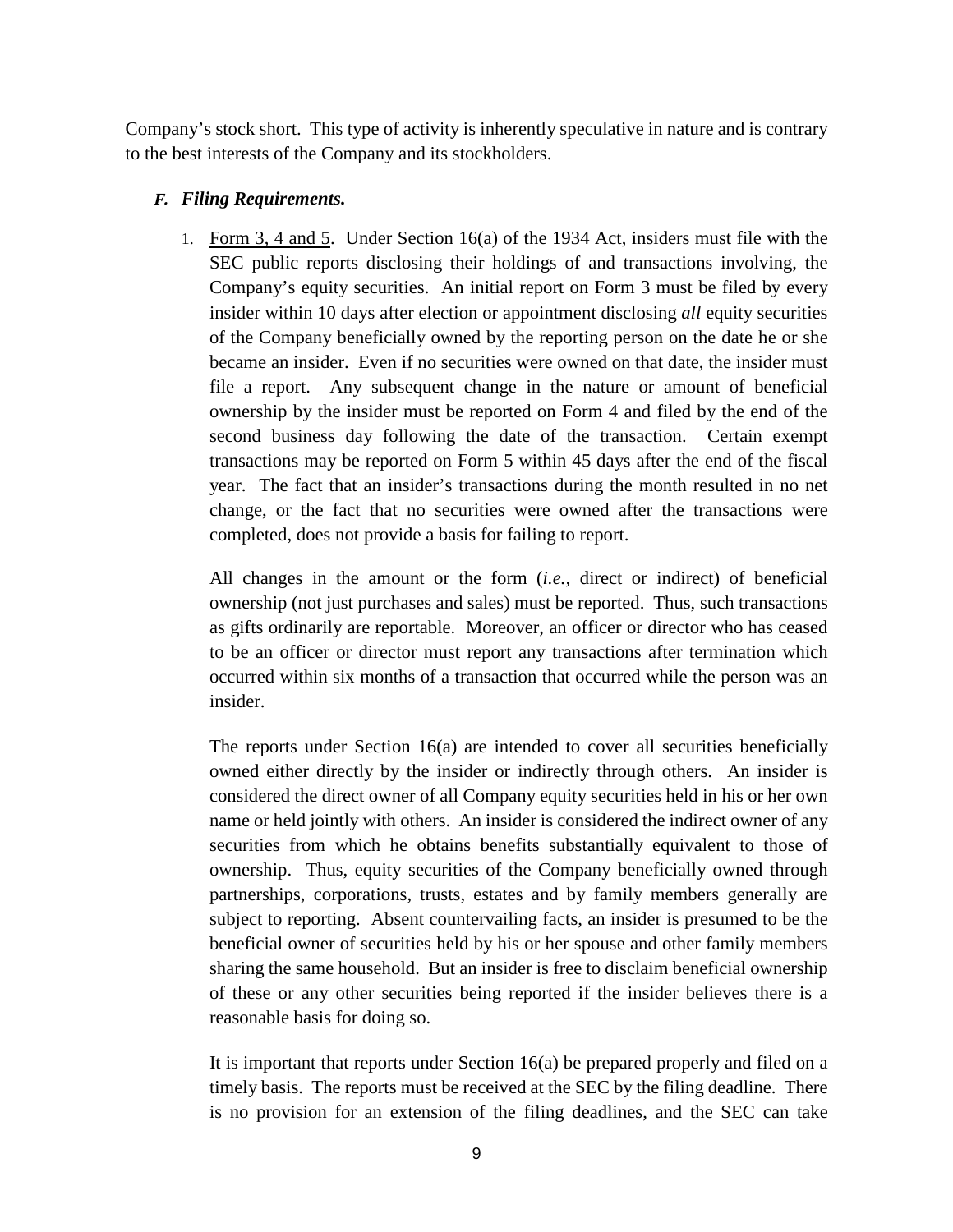Company's stock short. This type of activity is inherently speculative in nature and is contrary to the best interests of the Company and its stockholders.

### *F. Filing Requirements.*

1. Form 3, 4 and 5. Under Section 16(a) of the 1934 Act, insiders must file with the SEC public reports disclosing their holdings of and transactions involving, the Company's equity securities. An initial report on Form 3 must be filed by every insider within 10 days after election or appointment disclosing *all* equity securities of the Company beneficially owned by the reporting person on the date he or she became an insider. Even if no securities were owned on that date, the insider must file a report. Any subsequent change in the nature or amount of beneficial ownership by the insider must be reported on Form 4 and filed by the end of the second business day following the date of the transaction. Certain exempt transactions may be reported on Form 5 within 45 days after the end of the fiscal year. The fact that an insider's transactions during the month resulted in no net change, or the fact that no securities were owned after the transactions were completed, does not provide a basis for failing to report.

   All changes in the amount or the form (*i.e.*, direct or indirect) of beneficial ownership (not just purchases and sales) must be reported. Thus, such transactions as gifts ordinarily are reportable. Moreover, an officer or director who has ceased to be an officer or director must report any transactions after termination which occurred within six months of a transaction that occurred while the person was an insider.

   The reports under Section 16(a) are intended to cover all securities beneficially owned either directly by the insider or indirectly through others. An insider is considered the direct owner of all Company equity securities held in his or her own name or held jointly with others. An insider is considered the indirect owner of any securities from which he obtains benefits substantially equivalent to those of ownership. Thus, equity securities of the Company beneficially owned through partnerships, corporations, trusts, estates and by family members generally are subject to reporting. Absent countervailing facts, an insider is presumed to be the beneficial owner of securities held by his or her spouse and other family members sharing the same household. But an insider is free to disclaim beneficial ownership of these or any other securities being reported if the insider believes there is a reasonable basis for doing so.

   It is important that reports under Section 16(a) be prepared properly and filed on a timely basis. The reports must be received at the SEC by the filing deadline. There is no provision for an extension of the filing deadlines, and the SEC can take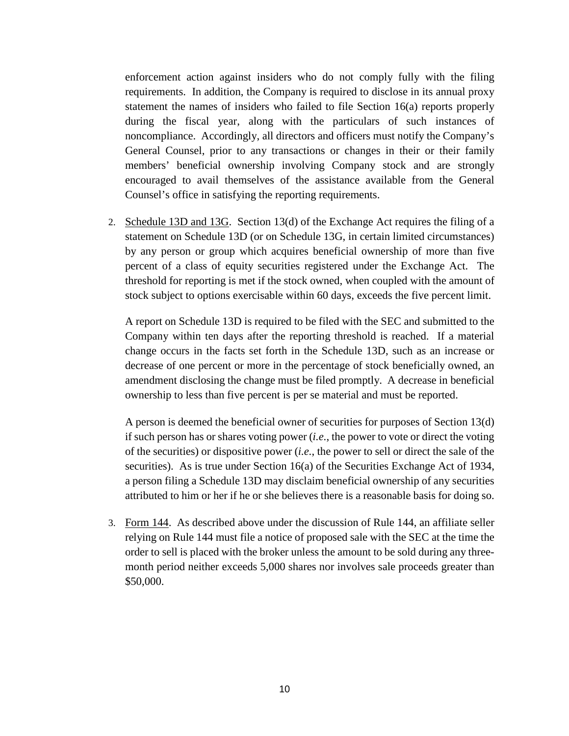enforcement action against insiders who do not comply fully with the filing requirements. In addition, the Company is required to disclose in its annual proxy statement the names of insiders who failed to file Section 16(a) reports properly during the fiscal year, along with the particulars of such instances of noncompliance. Accordingly, all directors and officers must notify the Company's General Counsel, prior to any transactions or changes in their or their family members' beneficial ownership involving Company stock and are strongly encouraged to avail themselves of the assistance available from the General Counsel's office in satisfying the reporting requirements.

2. Schedule 13D and 13G. Section 13(d) of the Exchange Act requires the filing of a statement on Schedule 13D (or on Schedule 13G, in certain limited circumstances) by any person or group which acquires beneficial ownership of more than five percent of a class of equity securities registered under the Exchange Act. The threshold for reporting is met if the stock owned, when coupled with the amount of stock subject to options exercisable within 60 days, exceeds the five percent limit.

   A report on Schedule 13D is required to be filed with the SEC and submitted to the Company within ten days after the reporting threshold is reached. If a material change occurs in the facts set forth in the Schedule 13D, such as an increase or decrease of one percent or more in the percentage of stock beneficially owned, an amendment disclosing the change must be filed promptly. A decrease in beneficial ownership to less than five percent is per se material and must be reported.

   A person is deemed the beneficial owner of securities for purposes of Section 13(d) if such person has or shares voting power (*i.e.*, the power to vote or direct the voting of the securities) or dispositive power (*i.e.*, the power to sell or direct the sale of the securities). As is true under Section 16(a) of the Securities Exchange Act of 1934, a person filing a Schedule 13D may disclaim beneficial ownership of any securities attributed to him or her if he or she believes there is a reasonable basis for doing so.

3. Form 144. As described above under the discussion of Rule 144, an affiliate seller relying on Rule 144 must file a notice of proposed sale with the SEC at the time the order to sell is placed with the broker unless the amount to be sold during any three-month period neither exceeds 5,000 shares nor involves sale proceeds greater than $50,000.